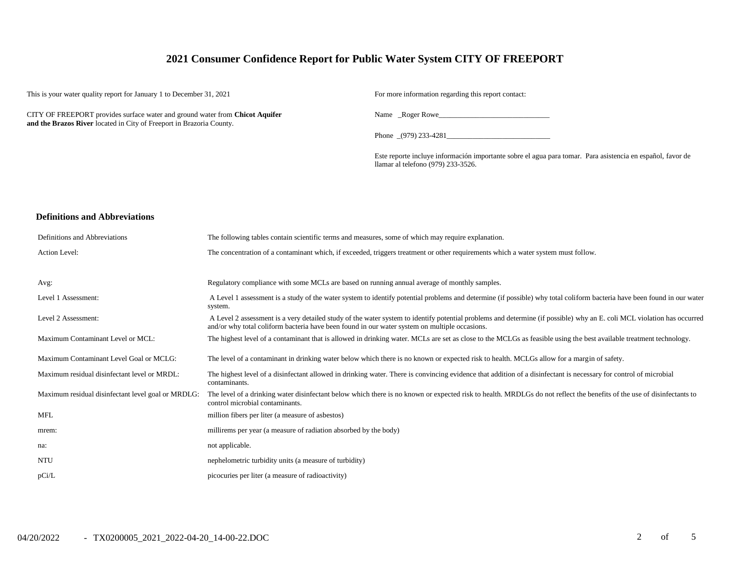# 2021 Consumer Confidence Report for Public Water System CITY OF FREEPORT

This is your water quality report for January 1 to December 31, 2021

CITY OF FREEPORT provides surface water and ground water from **Chicot Aquifer and the Brazos River** located in City of Freeport in Brazoria County.

For more information regarding this report contact:

Name _Roger Rowe______________________________

Phone _(979) 233-4281____________________________

Este reporte incluye información importante sobre el agua para tomar. Para asistencia en español, favor de llamar al telefono (979) 233-3526.

## Definitions and Abbreviations

| Definitions and Abbreviations | The following tables contain scientific terms and measures, some of which may require explanation. |
|---|---|
| Action Level: | The concentration of a contaminant which, if exceeded, triggers treatment or other requirements which a water system must follow. |
| Avg: | Regulatory compliance with some MCLs are based on running annual average of monthly samples. |
| Level 1 Assessment: | A Level 1 assessment is a study of the water system to identify potential problems and determine (if possible) why total coliform bacteria have been found in our water system. |
| Level 2 Assessment: | A Level 2 assessment is a very detailed study of the water system to identify potential problems and determine (if possible) why an E. coli MCL violation has occurred and/or why total coliform bacteria have been found in our water system on multiple occasions. |
| Maximum Contaminant Level or MCL: | The highest level of a contaminant that is allowed in drinking water. MCLs are set as close to the MCLGs as feasible using the best available treatment technology. |
| Maximum Contaminant Level Goal or MCLG: | The level of a contaminant in drinking water below which there is no known or expected risk to health. MCLGs allow for a margin of safety. |
| Maximum residual disinfectant level or MRDL: | The highest level of a disinfectant allowed in drinking water. There is convincing evidence that addition of a disinfectant is necessary for control of microbial contaminants. |
| Maximum residual disinfectant level goal or MRDLG: | The level of a drinking water disinfectant below which there is no known or expected risk to health. MRDLGs do not reflect the benefits of the use of disinfectants to control microbial contaminants. |
| MFL | million fibers per liter (a measure of asbestos) |
| mrem: | millirems per year (a measure of radiation absorbed by the body) |
| na: | not applicable. |
| NTU | nephelometric turbidity units (a measure of turbidity) |
| pCi/L | picocuries per liter (a measure of radioactivity) |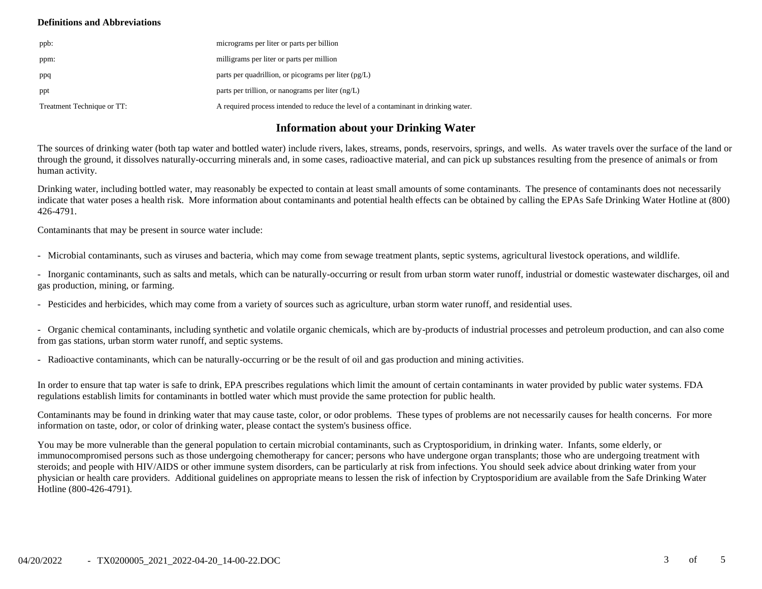**Definitions and Abbreviations**

| | |
|---|---|
| ppb: | micrograms per liter or parts per billion |
| ppm: | milligrams per liter or parts per million |
| ppq | parts per quadrillion, or picograms per liter (pg/L) |
| ppt | parts per trillion, or nanograms per liter (ng/L) |
| Treatment Technique or TT: | A required process intended to reduce the level of a contaminant in drinking water. |

## Information about your Drinking Water

The sources of drinking water (both tap water and bottled water) include rivers, lakes, streams, ponds, reservoirs, springs, and wells. As water travels over the surface of the land or through the ground, it dissolves naturally-occurring minerals and, in some cases, radioactive material, and can pick up substances resulting from the presence of animals or from human activity.

Drinking water, including bottled water, may reasonably be expected to contain at least small amounts of some contaminants. The presence of contaminants does not necessarily indicate that water poses a health risk. More information about contaminants and potential health effects can be obtained by calling the EPAs Safe Drinking Water Hotline at (800) 426-4791.

Contaminants that may be present in source water include:

- Microbial contaminants, such as viruses and bacteria, which may come from sewage treatment plants, septic systems, agricultural livestock operations, and wildlife.

- Inorganic contaminants, such as salts and metals, which can be naturally-occurring or result from urban storm water runoff, industrial or domestic wastewater discharges, oil and gas production, mining, or farming.

- Pesticides and herbicides, which may come from a variety of sources such as agriculture, urban storm water runoff, and residential uses.

- Organic chemical contaminants, including synthetic and volatile organic chemicals, which are by-products of industrial processes and petroleum production, and can also come from gas stations, urban storm water runoff, and septic systems.

- Radioactive contaminants, which can be naturally-occurring or be the result of oil and gas production and mining activities.

In order to ensure that tap water is safe to drink, EPA prescribes regulations which limit the amount of certain contaminants in water provided by public water systems. FDA regulations establish limits for contaminants in bottled water which must provide the same protection for public health.

Contaminants may be found in drinking water that may cause taste, color, or odor problems. These types of problems are not necessarily causes for health concerns. For more information on taste, odor, or color of drinking water, please contact the system's business office.

You may be more vulnerable than the general population to certain microbial contaminants, such as Cryptosporidium, in drinking water. Infants, some elderly, or immunocompromised persons such as those undergoing chemotherapy for cancer; persons who have undergone organ transplants; those who are undergoing treatment with steroids; and people with HIV/AIDS or other immune system disorders, can be particularly at risk from infections. You should seek advice about drinking water from your physician or health care providers. Additional guidelines on appropriate means to lessen the risk of infection by Cryptosporidium are available from the Safe Drinking Water Hotline (800-426-4791).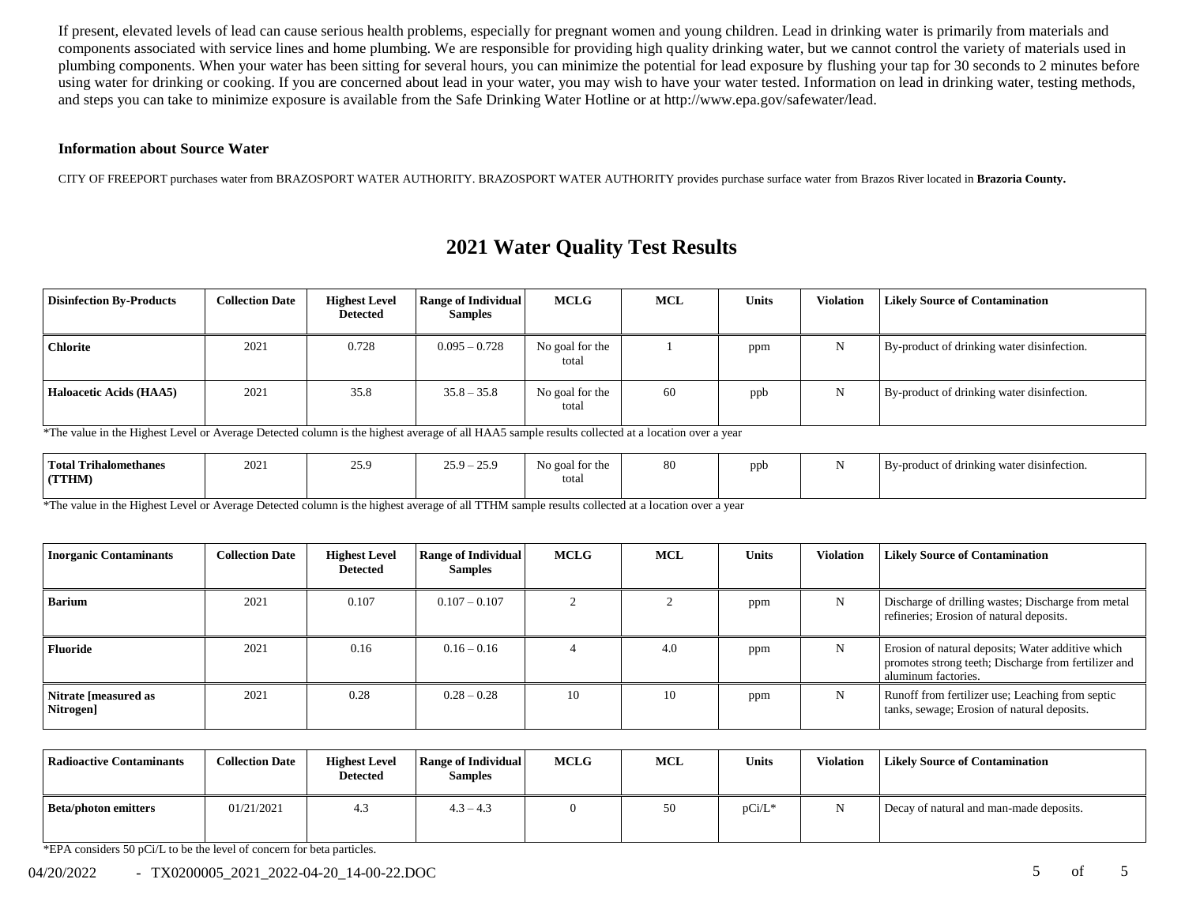If present, elevated levels of lead can cause serious health problems, especially for pregnant women and young children. Lead in drinking water is primarily from materials and components associated with service lines and home plumbing. We are responsible for providing high quality drinking water, but we cannot control the variety of materials used in plumbing components. When your water has been sitting for several hours, you can minimize the potential for lead exposure by flushing your tap for 30 seconds to 2 minutes before using water for drinking or cooking. If you are concerned about lead in your water, you may wish to have your water tested. Information on lead in drinking water, testing methods, and steps you can take to minimize exposure is available from the Safe Drinking Water Hotline or at http://www.epa.gov/safewater/lead.

**Information about Source Water**

CITY OF FREEPORT purchases water from BRAZOSPORT WATER AUTHORITY. BRAZOSPORT WATER AUTHORITY provides purchase surface water from Brazos River located in **Brazoria County.**

# 2021 Water Quality Test Results

| Disinfection By-Products | Collection Date | Highest Level Detected | Range of Individual Samples | MCLG | MCL | Units | Violation | Likely Source of Contamination |
|---|---|---|---|---|---|---|---|---|
| **Chlorite** | 2021 | 0.728 | 0.095 – 0.728 | No goal for the total | 1 | ppm | N | By-product of drinking water disinfection. |
| **Haloacetic Acids (HAA5)** | 2021 | 35.8 | 35.8 – 35.8 | No goal for the total | 60 | ppb | N | By-product of drinking water disinfection. |

*The value in the Highest Level or Average Detected column is the highest average of all HAA5 sample results collected at a location over a year

| Disinfection By-Products | Collection Date | Highest Level Detected | Range of Individual Samples | MCLG | MCL | Units | Violation | Likely Source of Contamination |
|---|---|---|---|---|---|---|---|---|
| **Total Trihalomethanes (TTHM)** | 2021 | 25.9 | 25.9 – 25.9 | No goal for the total | 80 | ppb | N | By-product of drinking water disinfection. |

*The value in the Highest Level or Average Detected column is the highest average of all TTHM sample results collected at a location over a year

| Inorganic Contaminants | Collection Date | Highest Level Detected | Range of Individual Samples | MCLG | MCL | Units | Violation | Likely Source of Contamination |
|---|---|---|---|---|---|---|---|---|
| **Barium** | 2021 | 0.107 | 0.107 – 0.107 | 2 | 2 | ppm | N | Discharge of drilling wastes; Discharge from metal refineries; Erosion of natural deposits. |
| **Fluoride** | 2021 | 0.16 | 0.16 – 0.16 | 4 | 4.0 | ppm | N | Erosion of natural deposits; Water additive which promotes strong teeth; Discharge from fertilizer and aluminum factories. |
| **Nitrate [measured as Nitrogen]** | 2021 | 0.28 | 0.28 – 0.28 | 10 | 10 | ppm | N | Runoff from fertilizer use; Leaching from septic tanks, sewage; Erosion of natural deposits. |

| Radioactive Contaminants | Collection Date | Highest Level Detected | Range of Individual Samples | MCLG | MCL | Units | Violation | Likely Source of Contamination |
|---|---|---|---|---|---|---|---|---|
| **Beta/photon emitters** | 01/21/2021 | 4.3 | 4.3 – 4.3 | 0 | 50 | pCi/L* | N | Decay of natural and man-made deposits. |

*EPA considers 50 pCi/L to be the level of concern for beta particles.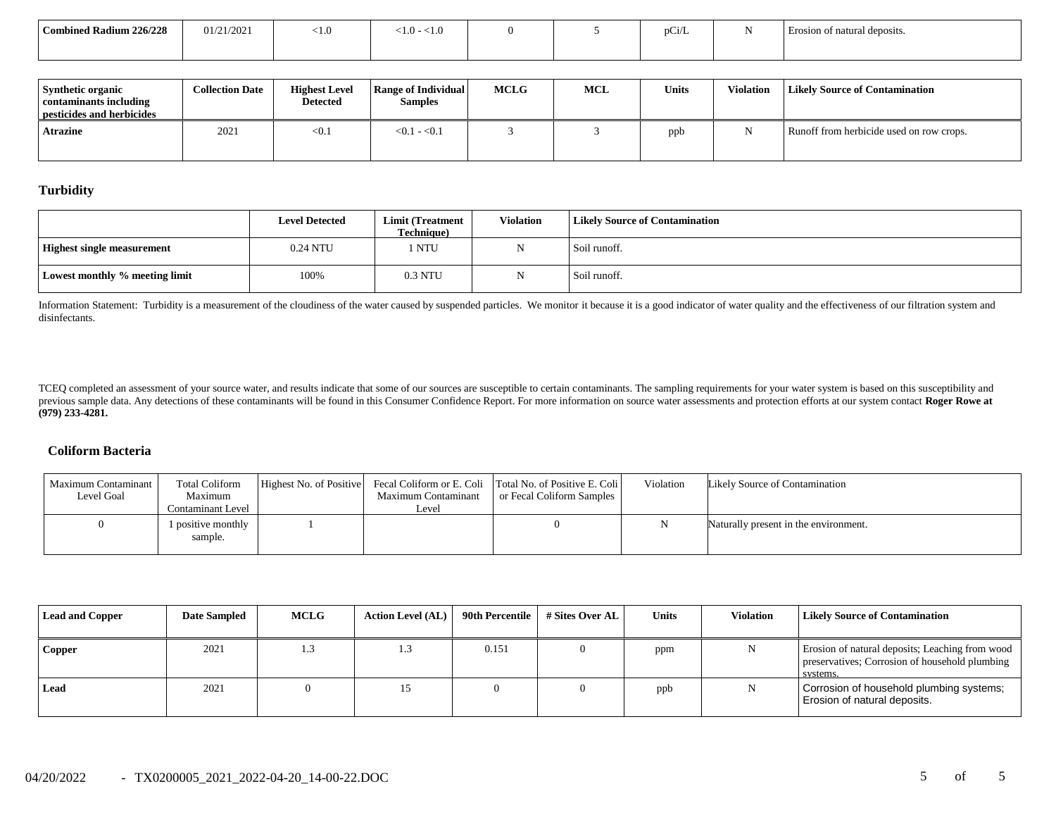| Combined Radium 226/228 | 01/21/2021 | <1.0 | <1.0 - <1.0 | 0 | 5 | pCi/L | N | Erosion of natural deposits. |
|---|---|---|---|---|---|---|---|---|

| Synthetic organic contaminants including pesticides and herbicides | Collection Date | Highest Level Detected | Range of Individual Samples | MCLG | MCL | Units | Violation | Likely Source of Contamination |
|---|---|---|---|---|---|---|---|---|
| Atrazine | 2021 | <0.1 | <0.1 - <0.1 | 3 | 3 | ppb | N | Runoff from herbicide used on row crops. |

## Turbidity

| | Level Detected | Limit (Treatment Technique) | Violation | Likely Source of Contamination |
|---|---|---|---|---|
| Highest single measurement | 0.24 NTU | 1 NTU | N | Soil runoff. |
| Lowest monthly % meeting limit | 100% | 0.3 NTU | N | Soil runoff. |

Information Statement: Turbidity is a measurement of the cloudiness of the water caused by suspended particles. We monitor it because it is a good indicator of water quality and the effectiveness of our filtration system and disinfectants.

TCEQ completed an assessment of your source water, and results indicate that some of our sources are susceptible to certain contaminants. The sampling requirements for your water system is based on this susceptibility and previous sample data. Any detections of these contaminants will be found in this Consumer Confidence Report. For more information on source water assessments and protection efforts at our system contact **Roger Rowe at (979) 233-4281.**

## Coliform Bacteria

| Maximum Contaminant Level Goal | Total Coliform Maximum Contaminant Level | Highest No. of Positive | Fecal Coliform or E. Coli Maximum Contaminant Level | Total No. of Positive E. Coli or Fecal Coliform Samples | Violation | Likely Source of Contamination |
|---|---|---|---|---|---|---|
| 0 | 1 positive monthly sample. | 1 | | 0 | N | Naturally present in the environment. |

| Lead and Copper | Date Sampled | MCLG | Action Level (AL) | 90th Percentile | # Sites Over AL | Units | Violation | Likely Source of Contamination |
|---|---|---|---|---|---|---|---|---|
| Copper | 2021 | 1.3 | 1.3 | 0.151 | 0 | ppm | N | Erosion of natural deposits; Leaching from wood preservatives; Corrosion of household plumbing systems. |
| Lead | 2021 | 0 | 15 | 0 | 0 | ppb | N | Corrosion of household plumbing systems; Erosion of natural deposits. |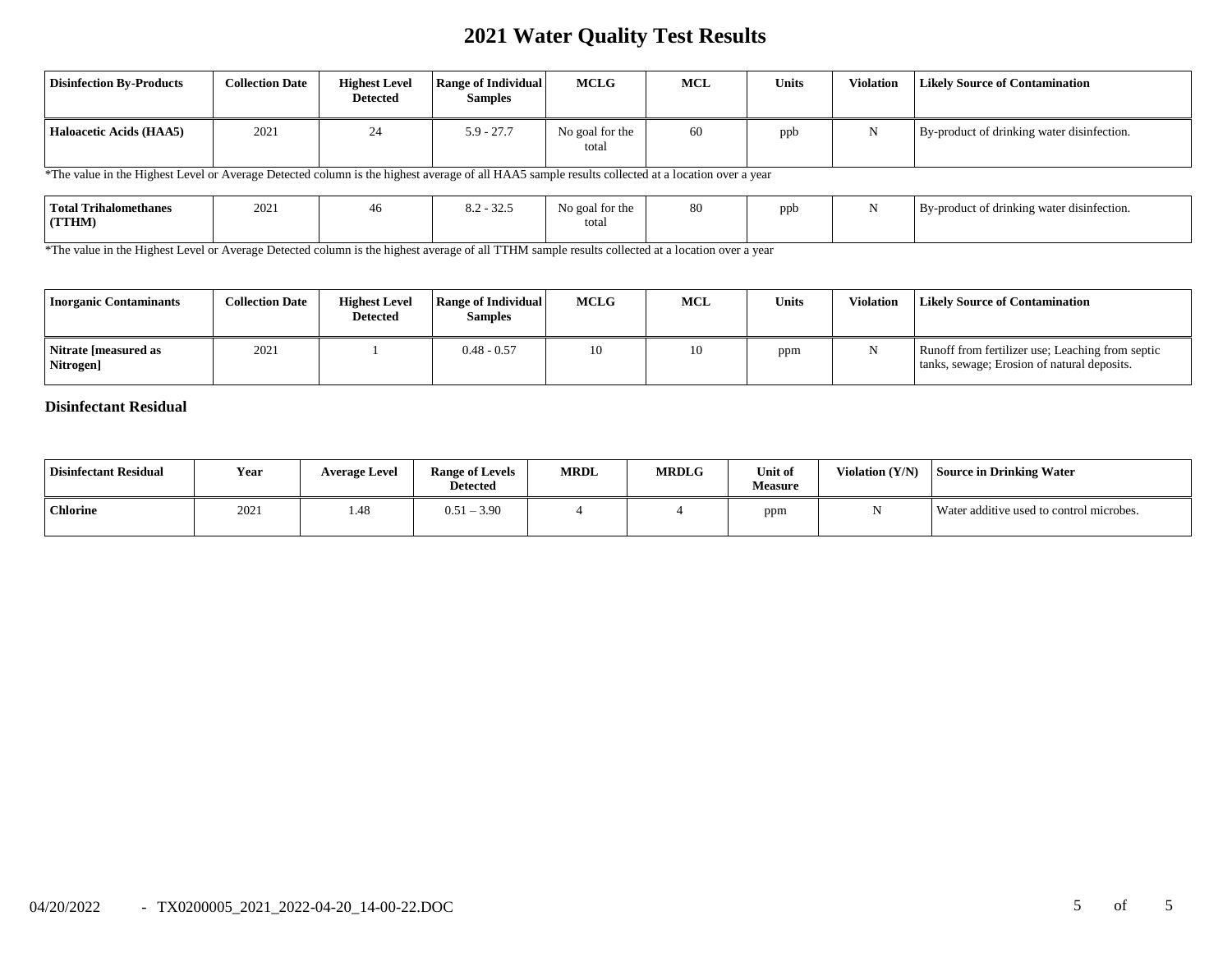# 2021 Water Quality Test Results

| Disinfection By-Products | Collection Date | Highest Level Detected | Range of Individual Samples | MCLG | MCL | Units | Violation | Likely Source of Contamination |
|---|---|---|---|---|---|---|---|---|
| Haloacetic Acids (HAA5) | 2021 | 24 | 5.9 - 27.7 | No goal for the total | 60 | ppb | N | By-product of drinking water disinfection. |

*The value in the Highest Level or Average Detected column is the highest average of all HAA5 sample results collected at a location over a year

| | | | | | | | | |
|---|---|---|---|---|---|---|---|---|
| Total Trihalomethanes (TTHM) | 2021 | 46 | 8.2 - 32.5 | No goal for the total | 80 | ppb | N | By-product of drinking water disinfection. |

*The value in the Highest Level or Average Detected column is the highest average of all TTHM sample results collected at a location over a year

| Inorganic Contaminants | Collection Date | Highest Level Detected | Range of Individual Samples | MCLG | MCL | Units | Violation | Likely Source of Contamination |
|---|---|---|---|---|---|---|---|---|
| Nitrate [measured as Nitrogen] | 2021 | 1 | 0.48 - 0.57 | 10 | 10 | ppm | N | Runoff from fertilizer use; Leaching from septic tanks, sewage; Erosion of natural deposits. |

### Disinfectant Residual

| Disinfectant Residual | Year | Average Level | Range of Levels Detected | MRDL | MRDLG | Unit of Measure | Violation (Y/N) | Source in Drinking Water |
|---|---|---|---|---|---|---|---|---|
| Chlorine | 2021 | 1.48 | 0.51 – 3.90 | 4 | 4 | ppm | N | Water additive used to control microbes. |